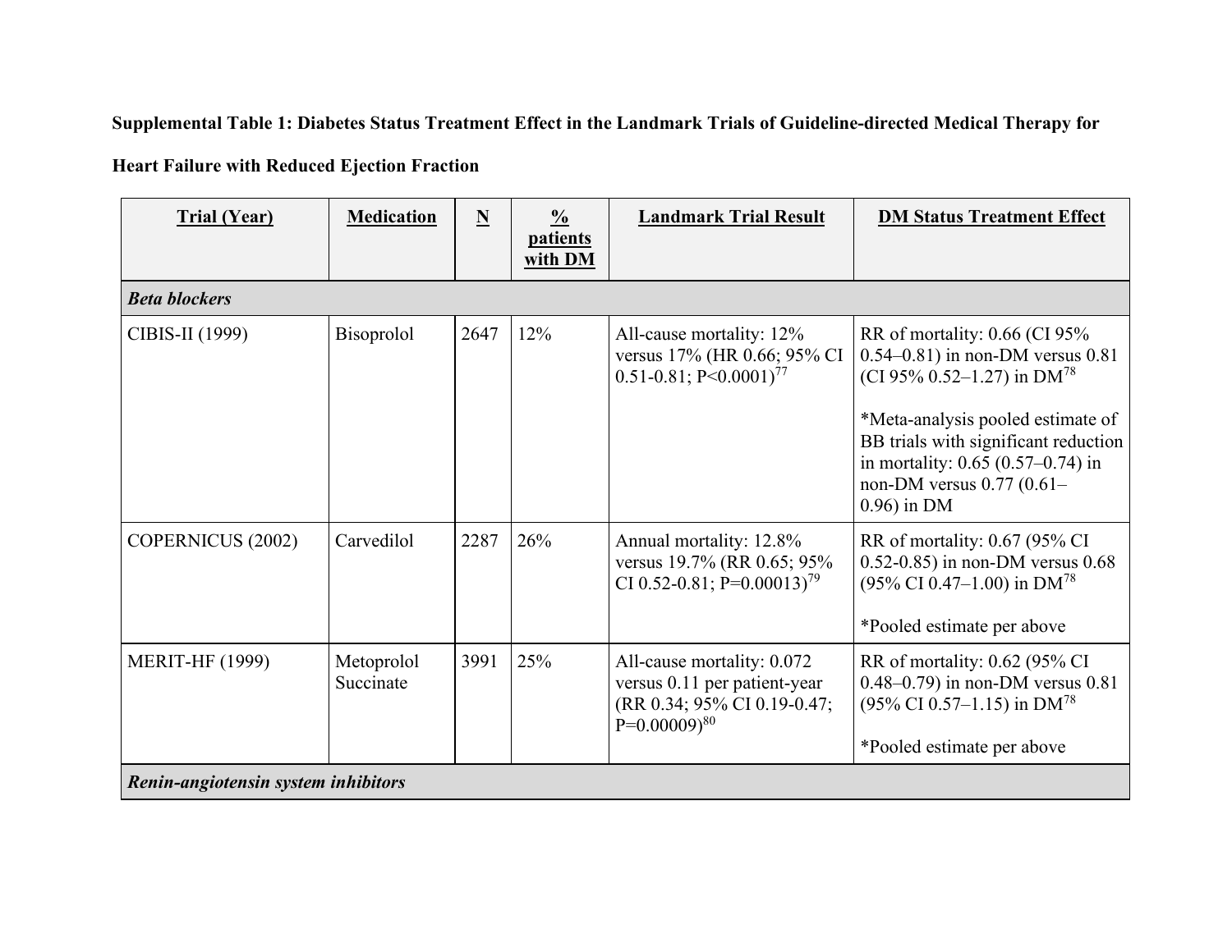**Supplemental Table 1: Diabetes Status Treatment Effect in the Landmark Trials of Guideline-directed Medical Therapy for Heart Failure with Reduced Ejection Fraction**

| Trial (Year) | Medication | N | % patients with DM | Landmark Trial Result | DM Status Treatment Effect |
|---|---|---|---|---|---|
| ***Beta blockers*** | | | | | |
| CIBIS-II (1999) | Bisoprolol | 2647 | 12% | All-cause mortality: 12% versus 17% (HR 0.66; 95% CI 0.51-0.81; P<0.0001)[77] | RR of mortality: 0.66 (CI 95% 0.54–0.81) in non-DM versus 0.81 (CI 95% 0.52–1.27) in DM[78]<br><br>*Meta-analysis pooled estimate of BB trials with significant reduction in mortality: 0.65 (0.57–0.74) in non-DM versus 0.77 (0.61–0.96) in DM |
| COPERNICUS (2002) | Carvedilol | 2287 | 26% | Annual mortality: 12.8% versus 19.7% (RR 0.65; 95% CI 0.52-0.81; P=0.00013)[79] | RR of mortality: 0.67 (95% CI 0.52-0.85) in non-DM versus 0.68 (95% CI 0.47–1.00) in DM[78]<br><br>*Pooled estimate per above |
| MERIT-HF (1999) | Metoprolol Succinate | 3991 | 25% | All-cause mortality: 0.072 versus 0.11 per patient-year (RR 0.34; 95% CI 0.19-0.47; P=0.00009)[80] | RR of mortality: 0.62 (95% CI 0.48–0.79) in non-DM versus 0.81 (95% CI 0.57–1.15) in DM[78]<br><br>*Pooled estimate per above |
| ***Renin-angiotensin system inhibitors*** | | | | | |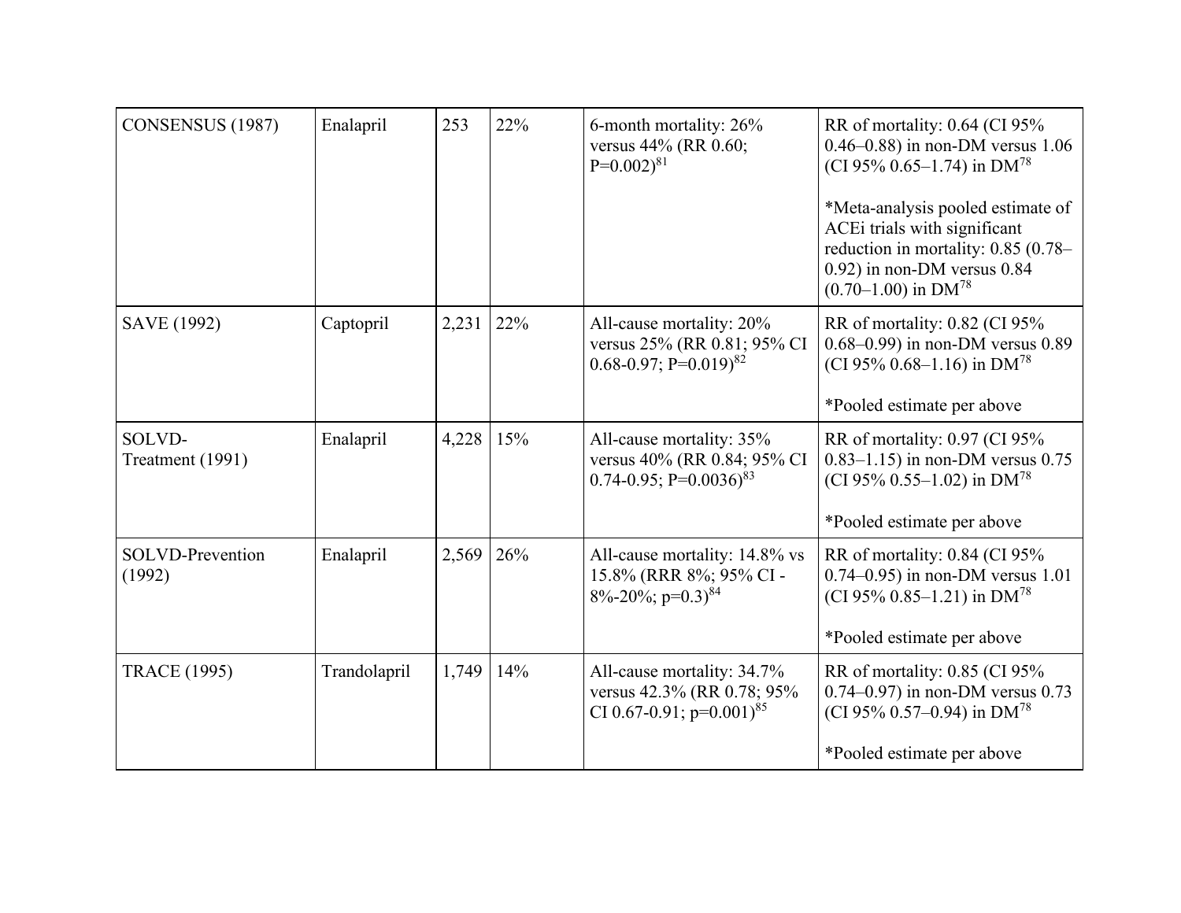| | | | | | |
|---|---|---|---|---|---|
| CONSENSUS (1987) | Enalapril | 253 | 22% | 6-month mortality: 26% versus 44% (RR 0.60; P=0.002)[81] | RR of mortality: 0.64 (CI 95% 0.46–0.88) in non-DM versus 1.06 (CI 95% 0.65–1.74) in DM[78]<br><br>*Meta-analysis pooled estimate of ACEi trials with significant reduction in mortality: 0.85 (0.78–0.92) in non-DM versus 0.84 (0.70–1.00) in DM[78] |
| SAVE (1992) | Captopril | 2,231 | 22% | All-cause mortality: 20% versus 25% (RR 0.81; 95% CI 0.68-0.97; P=0.019)[82] | RR of mortality: 0.82 (CI 95% 0.68–0.99) in non-DM versus 0.89 (CI 95% 0.68–1.16) in DM[78]<br><br>*Pooled estimate per above |
| SOLVD-Treatment (1991) | Enalapril | 4,228 | 15% | All-cause mortality: 35% versus 40% (RR 0.84; 95% CI 0.74-0.95; P=0.0036)[83] | RR of mortality: 0.97 (CI 95% 0.83–1.15) in non-DM versus 0.75 (CI 95% 0.55–1.02) in DM[78]<br><br>*Pooled estimate per above |
| SOLVD-Prevention (1992) | Enalapril | 2,569 | 26% | All-cause mortality: 14.8% vs 15.8% (RRR 8%; 95% CI -8%-20%; p=0.3)[84] | RR of mortality: 0.84 (CI 95% 0.74–0.95) in non-DM versus 1.01 (CI 95% 0.85–1.21) in DM[78]<br><br>*Pooled estimate per above |
| TRACE (1995) | Trandolapril | 1,749 | 14% | All-cause mortality: 34.7% versus 42.3% (RR 0.78; 95% CI 0.67-0.91; p=0.001)[85] | RR of mortality: 0.85 (CI 95% 0.74–0.97) in non-DM versus 0.73 (CI 95% 0.57–0.94) in DM[78]<br><br>*Pooled estimate per above |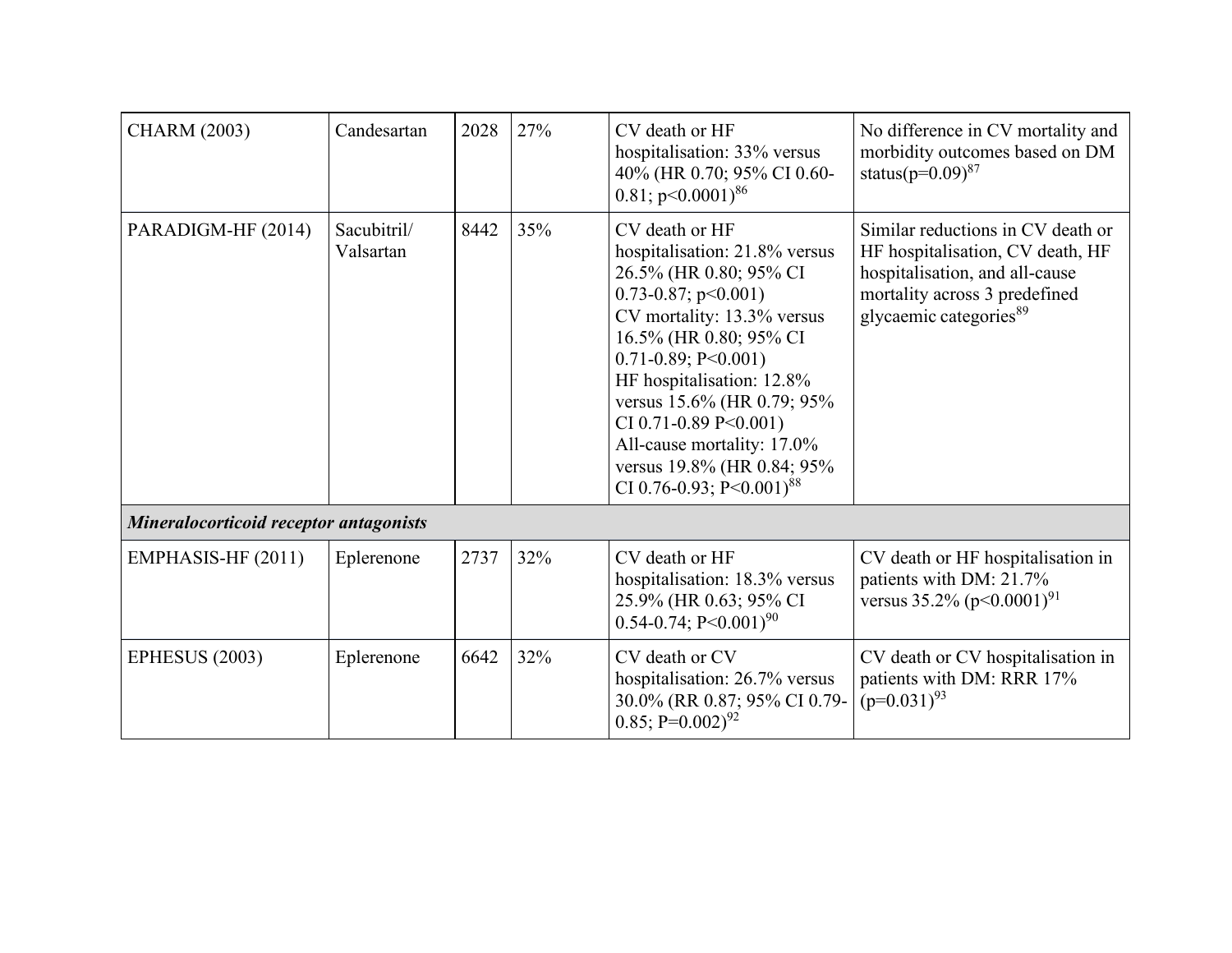| | | | | | |
|---|---|---|---|---|---|
| CHARM (2003) | Candesartan | 2028 | 27% | CV death or HF hospitalisation: 33% versus 40% (HR 0.70; 95% CI 0.60-0.81; p<0.0001)[86] | No difference in CV mortality and morbidity outcomes based on DM status(p=0.09)[87] |
| PARADIGM-HF (2014) | Sacubitril/ Valsartan | 8442 | 35% | CV death or HF hospitalisation: 21.8% versus 26.5% (HR 0.80; 95% CI 0.73-0.87; p<0.001)<br>CV mortality: 13.3% versus 16.5% (HR 0.80; 95% CI 0.71-0.89; P<0.001)<br>HF hospitalisation: 12.8% versus 15.6% (HR 0.79; 95% CI 0.71-0.89 P<0.001)<br>All-cause mortality: 17.0% versus 19.8% (HR 0.84; 95% CI 0.76-0.93; P<0.001)[88] | Similar reductions in CV death or HF hospitalisation, CV death, HF hospitalisation, and all-cause mortality across 3 predefined glycaemic categories[89] |
| ***Mineralocorticoid receptor antagonists*** | | | | | |
| EMPHASIS-HF (2011) | Eplerenone | 2737 | 32% | CV death or HF hospitalisation: 18.3% versus 25.9% (HR 0.63; 95% CI 0.54-0.74; P<0.001)[90] | CV death or HF hospitalisation in patients with DM: 21.7% versus 35.2% (p<0.0001)[91] |
| EPHESUS (2003) | Eplerenone | 6642 | 32% | CV death or CV hospitalisation: 26.7% versus 30.0% (RR 0.87; 95% CI 0.79-0.85; P=0.002)[92] | CV death or CV hospitalisation in patients with DM: RRR 17% (p=0.031)[93] |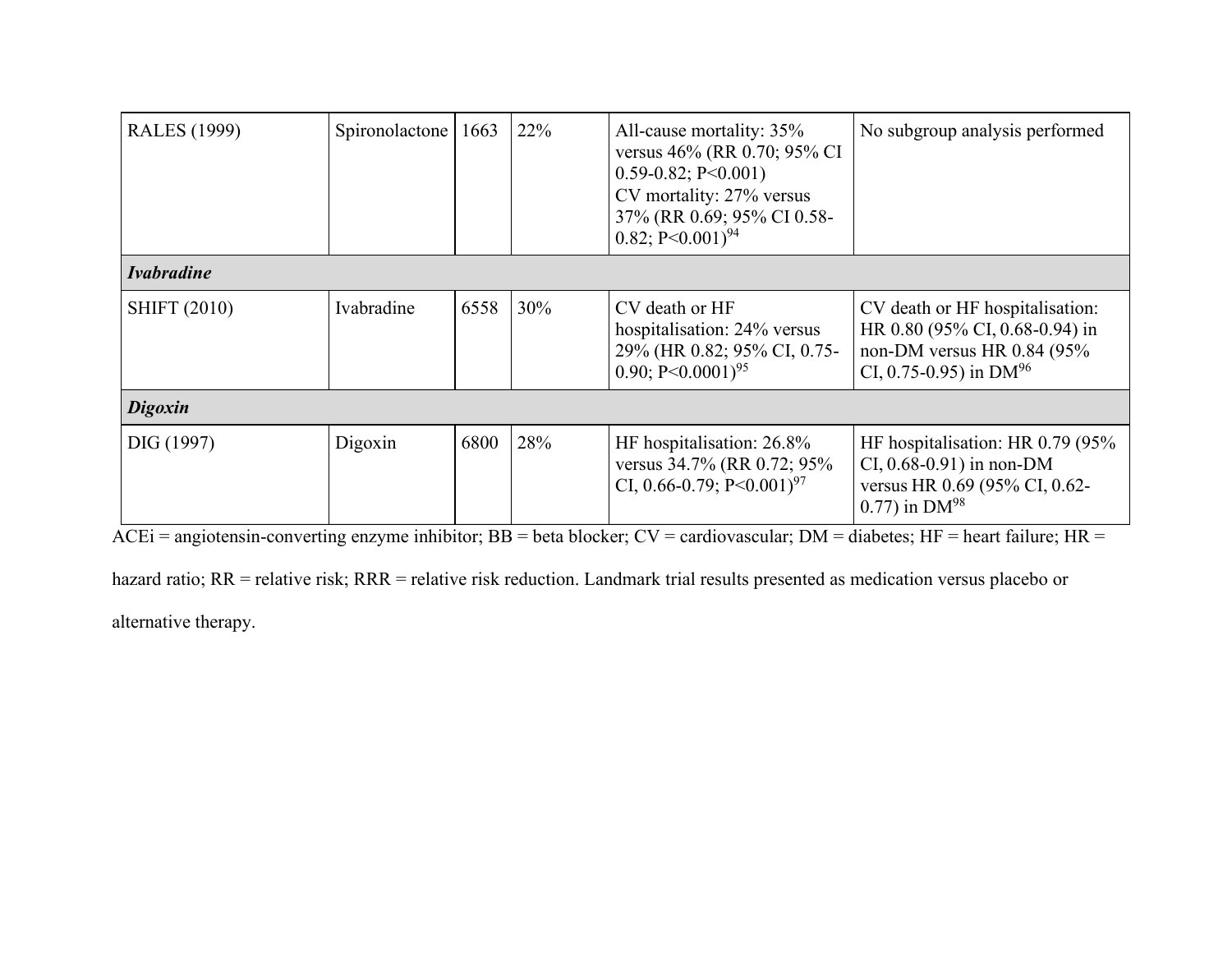| | | | | | |
|---|---|---|---|---|---|
| RALES (1999) | Spironolactone | 1663 | 22% | All-cause mortality: 35% versus 46% (RR 0.70; 95% CI 0.59-0.82; P<0.001)<br>CV mortality: 27% versus 37% (RR 0.69; 95% CI 0.58-0.82; P<0.001)[94] | No subgroup analysis performed |
| ***Ivabradine*** | | | | | |
| SHIFT (2010) | Ivabradine | 6558 | 30% | CV death or HF hospitalisation: 24% versus 29% (HR 0.82; 95% CI, 0.75-0.90; P<0.0001)[95] | CV death or HF hospitalisation: HR 0.80 (95% CI, 0.68-0.94) in non-DM versus HR 0.84 (95% CI, 0.75-0.95) in DM[96] |
| ***Digoxin*** | | | | | |
| DIG (1997) | Digoxin | 6800 | 28% | HF hospitalisation: 26.8% versus 34.7% (RR 0.72; 95% CI, 0.66-0.79; P<0.001)[97] | HF hospitalisation: HR 0.79 (95% CI, 0.68-0.91) in non-DM versus HR 0.69 (95% CI, 0.62-0.77) in DM[98] |

ACEi = angiotensin-converting enzyme inhibitor; BB = beta blocker; CV = cardiovascular; DM = diabetes; HF = heart failure; HR = hazard ratio; RR = relative risk; RRR = relative risk reduction. Landmark trial results presented as medication versus placebo or alternative therapy.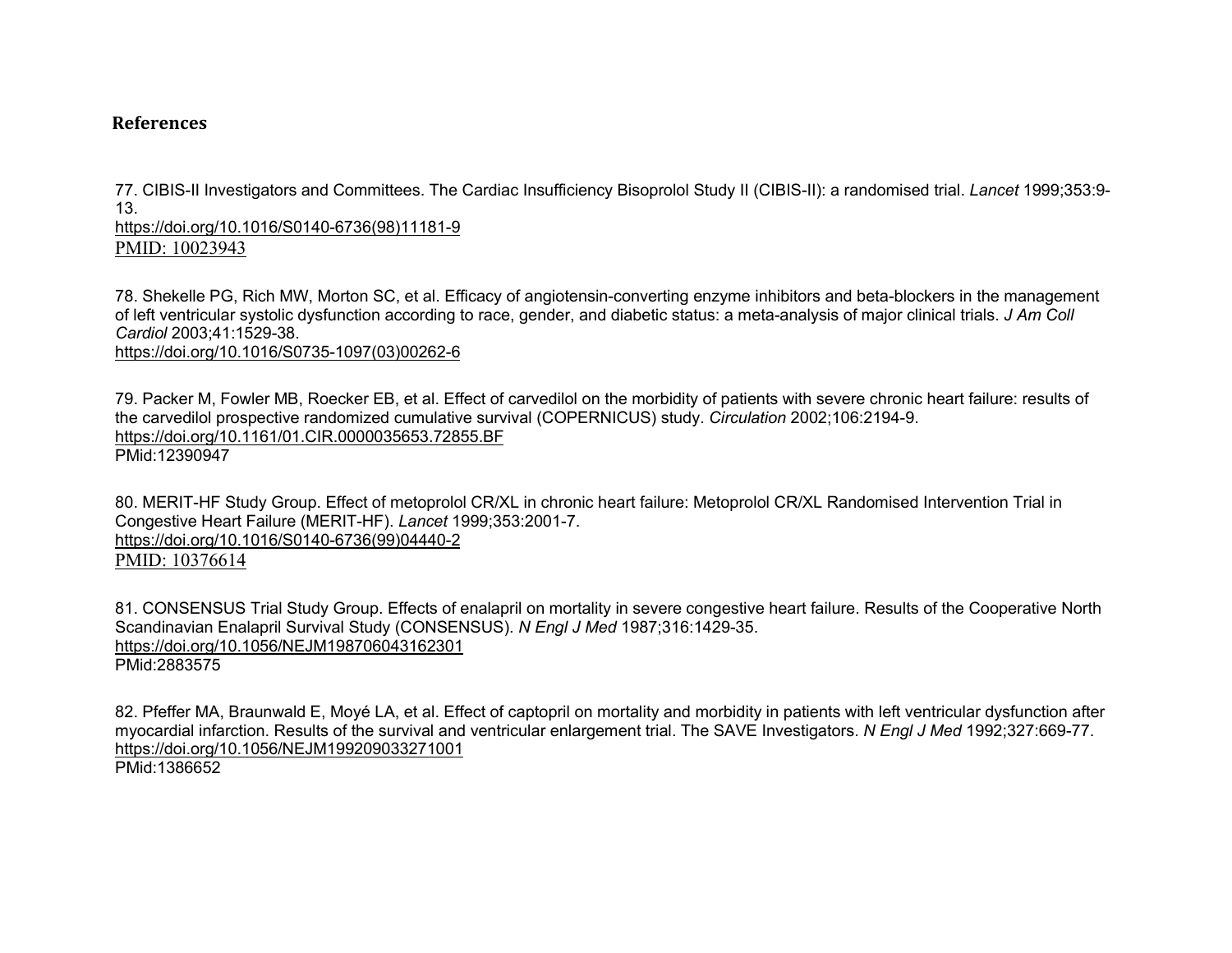## References

77. CIBIS-II Investigators and Committees. The Cardiac Insufficiency Bisoprolol Study II (CIBIS-II): a randomised trial. *Lancet* 1999;353:9-13.
https://doi.org/10.1016/S0140-6736(98)11181-9
PMID: 10023943

78. Shekelle PG, Rich MW, Morton SC, et al. Efficacy of angiotensin-converting enzyme inhibitors and beta-blockers in the management of left ventricular systolic dysfunction according to race, gender, and diabetic status: a meta-analysis of major clinical trials. *J Am Coll Cardiol* 2003;41:1529-38.
https://doi.org/10.1016/S0735-1097(03)00262-6

79. Packer M, Fowler MB, Roecker EB, et al. Effect of carvedilol on the morbidity of patients with severe chronic heart failure: results of the carvedilol prospective randomized cumulative survival (COPERNICUS) study. *Circulation* 2002;106:2194-9.
https://doi.org/10.1161/01.CIR.0000035653.72855.BF
PMid:12390947

80. MERIT-HF Study Group. Effect of metoprolol CR/XL in chronic heart failure: Metoprolol CR/XL Randomised Intervention Trial in Congestive Heart Failure (MERIT-HF). *Lancet* 1999;353:2001-7.
https://doi.org/10.1016/S0140-6736(99)04440-2
PMID: 10376614

81. CONSENSUS Trial Study Group. Effects of enalapril on mortality in severe congestive heart failure. Results of the Cooperative North Scandinavian Enalapril Survival Study (CONSENSUS). *N Engl J Med* 1987;316:1429-35.
https://doi.org/10.1056/NEJM198706043162301
PMid:2883575

82. Pfeffer MA, Braunwald E, Moyé LA, et al. Effect of captopril on mortality and morbidity in patients with left ventricular dysfunction after myocardial infarction. Results of the survival and ventricular enlargement trial. The SAVE Investigators. *N Engl J Med* 1992;327:669-77.
https://doi.org/10.1056/NEJM199209033271001
PMid:1386652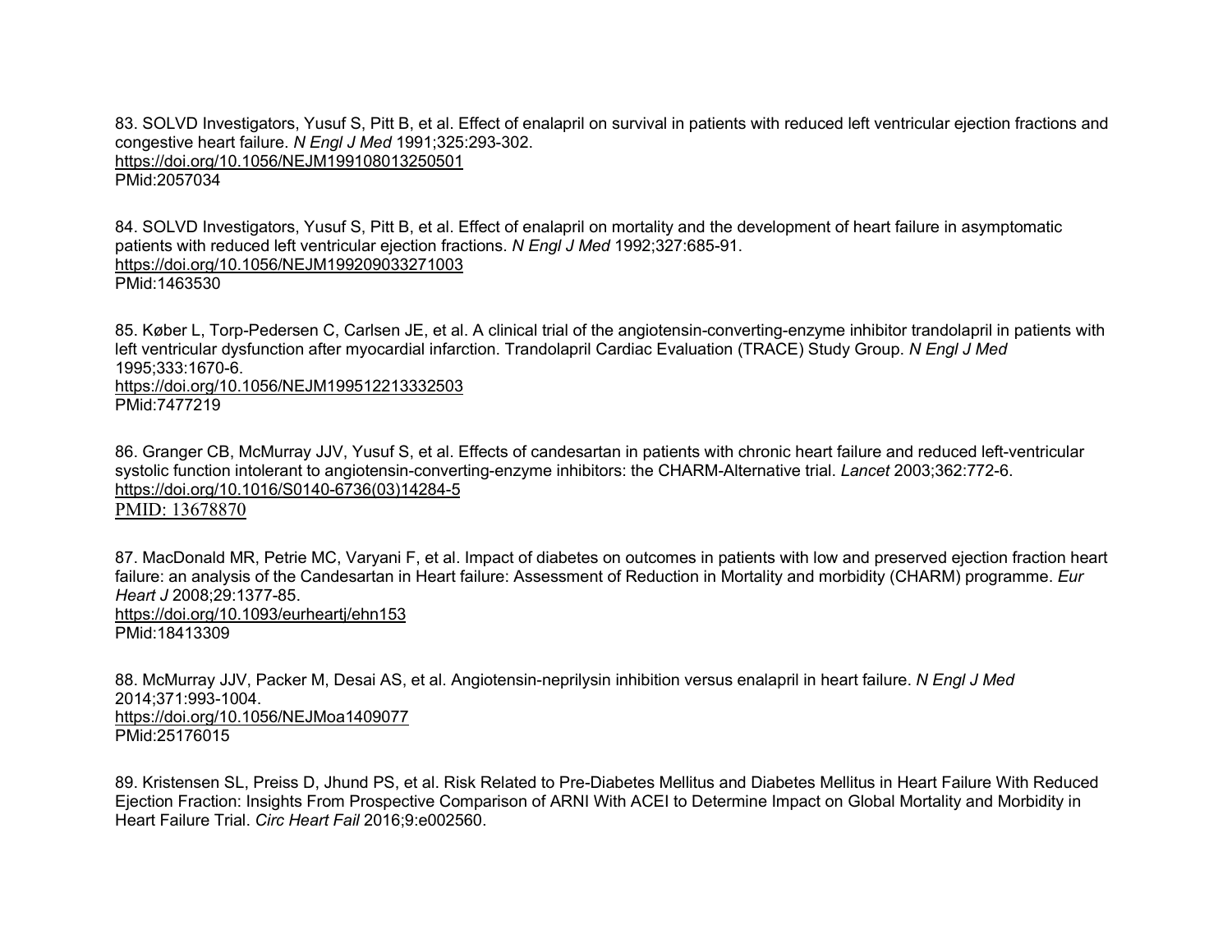83. SOLVD Investigators, Yusuf S, Pitt B, et al. Effect of enalapril on survival in patients with reduced left ventricular ejection fractions and congestive heart failure. *N Engl J Med* 1991;325:293-302.
https://doi.org/10.1056/NEJM199108013250501
PMid:2057034

84. SOLVD Investigators, Yusuf S, Pitt B, et al. Effect of enalapril on mortality and the development of heart failure in asymptomatic patients with reduced left ventricular ejection fractions. *N Engl J Med* 1992;327:685-91.
https://doi.org/10.1056/NEJM199209033271003
PMid:1463530

85. Køber L, Torp-Pedersen C, Carlsen JE, et al. A clinical trial of the angiotensin-converting-enzyme inhibitor trandolapril in patients with left ventricular dysfunction after myocardial infarction. Trandolapril Cardiac Evaluation (TRACE) Study Group. *N Engl J Med* 1995;333:1670-6.
https://doi.org/10.1056/NEJM199512213332503
PMid:7477219

86. Granger CB, McMurray JJV, Yusuf S, et al. Effects of candesartan in patients with chronic heart failure and reduced left-ventricular systolic function intolerant to angiotensin-converting-enzyme inhibitors: the CHARM-Alternative trial. *Lancet* 2003;362:772-6.
https://doi.org/10.1016/S0140-6736(03)14284-5
PMID: 13678870

87. MacDonald MR, Petrie MC, Varyani F, et al. Impact of diabetes on outcomes in patients with low and preserved ejection fraction heart failure: an analysis of the Candesartan in Heart failure: Assessment of Reduction in Mortality and morbidity (CHARM) programme. *Eur Heart J* 2008;29:1377-85.
https://doi.org/10.1093/eurheartj/ehn153
PMid:18413309

88. McMurray JJV, Packer M, Desai AS, et al. Angiotensin-neprilysin inhibition versus enalapril in heart failure. *N Engl J Med* 2014;371:993-1004.
https://doi.org/10.1056/NEJMoa1409077
PMid:25176015

89. Kristensen SL, Preiss D, Jhund PS, et al. Risk Related to Pre-Diabetes Mellitus and Diabetes Mellitus in Heart Failure With Reduced Ejection Fraction: Insights From Prospective Comparison of ARNI With ACEI to Determine Impact on Global Mortality and Morbidity in Heart Failure Trial. *Circ Heart Fail* 2016;9:e002560.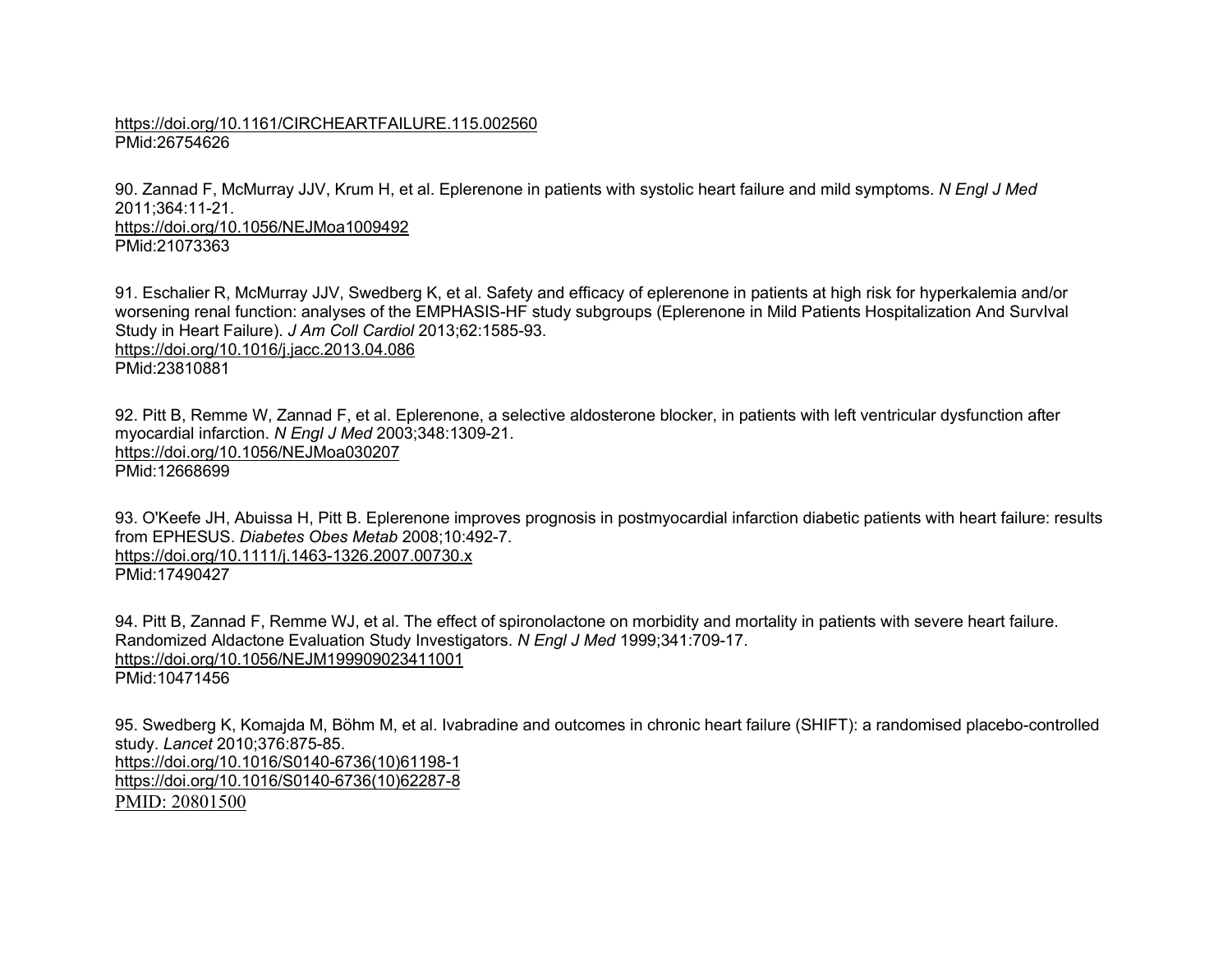https://doi.org/10.1161/CIRCHEARTFAILURE.115.002560
PMid:26754626

90. Zannad F, McMurray JJV, Krum H, et al. Eplerenone in patients with systolic heart failure and mild symptoms. *N Engl J Med* 2011;364:11-21.
https://doi.org/10.1056/NEJMoa1009492
PMid:21073363

91. Eschalier R, McMurray JJV, Swedberg K, et al. Safety and efficacy of eplerenone in patients at high risk for hyperkalemia and/or worsening renal function: analyses of the EMPHASIS-HF study subgroups (Eplerenone in Mild Patients Hospitalization And SurvIval Study in Heart Failure). *J Am Coll Cardiol* 2013;62:1585-93.
https://doi.org/10.1016/j.jacc.2013.04.086
PMid:23810881

92. Pitt B, Remme W, Zannad F, et al. Eplerenone, a selective aldosterone blocker, in patients with left ventricular dysfunction after myocardial infarction. *N Engl J Med* 2003;348:1309-21.
https://doi.org/10.1056/NEJMoa030207
PMid:12668699

93. O'Keefe JH, Abuissa H, Pitt B. Eplerenone improves prognosis in postmyocardial infarction diabetic patients with heart failure: results from EPHESUS. *Diabetes Obes Metab* 2008;10:492-7.
https://doi.org/10.1111/j.1463-1326.2007.00730.x
PMid:17490427

94. Pitt B, Zannad F, Remme WJ, et al. The effect of spironolactone on morbidity and mortality in patients with severe heart failure. Randomized Aldactone Evaluation Study Investigators. *N Engl J Med* 1999;341:709-17.
https://doi.org/10.1056/NEJM199909023411001
PMid:10471456

95. Swedberg K, Komajda M, Böhm M, et al. Ivabradine and outcomes in chronic heart failure (SHIFT): a randomised placebo-controlled study. *Lancet* 2010;376:875-85.
https://doi.org/10.1016/S0140-6736(10)61198-1
https://doi.org/10.1016/S0140-6736(10)62287-8
PMID: 20801500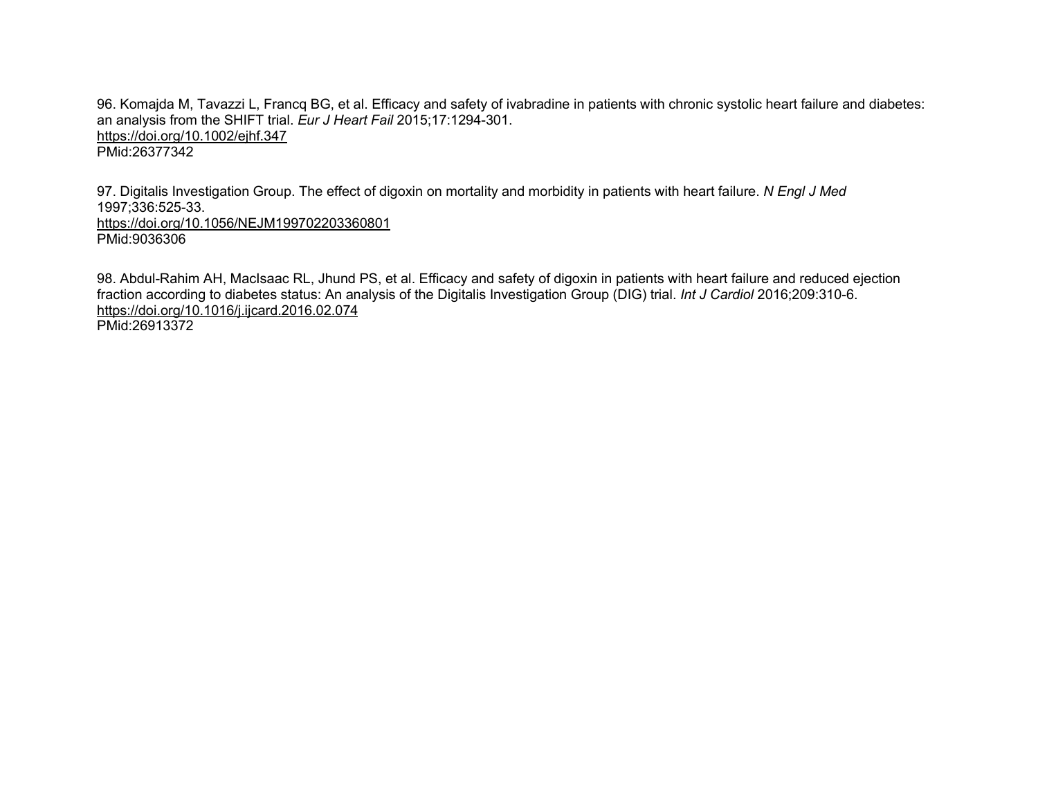96. Komajda M, Tavazzi L, Francq BG, et al. Efficacy and safety of ivabradine in patients with chronic systolic heart failure and diabetes: an analysis from the SHIFT trial. *Eur J Heart Fail* 2015;17:1294-301.
https://doi.org/10.1002/ejhf.347
PMid:26377342

97. Digitalis Investigation Group. The effect of digoxin on mortality and morbidity in patients with heart failure. *N Engl J Med* 1997;336:525-33.
https://doi.org/10.1056/NEJM199702203360801
PMid:9036306

98. Abdul-Rahim AH, MacIsaac RL, Jhund PS, et al. Efficacy and safety of digoxin in patients with heart failure and reduced ejection fraction according to diabetes status: An analysis of the Digitalis Investigation Group (DIG) trial. *Int J Cardiol* 2016;209:310-6.
https://doi.org/10.1016/j.ijcard.2016.02.074
PMid:26913372